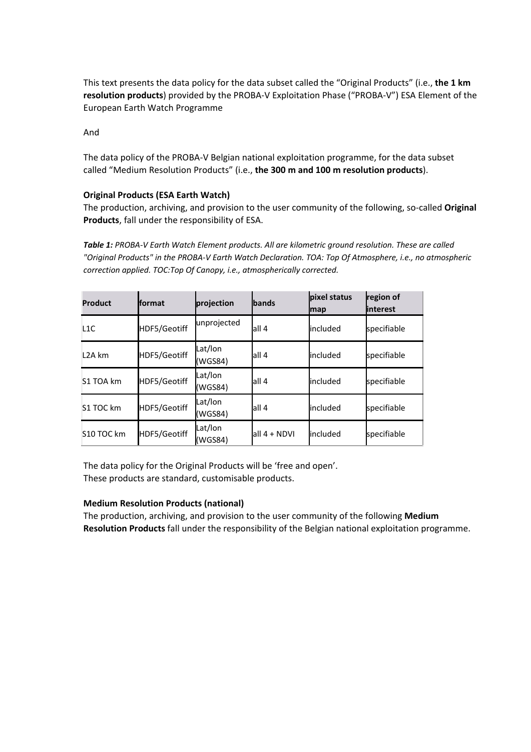This text presents the data policy for the data subset called the "Original Products" (i.e., **the 1 km resolution products**) provided by the PROBA-V Exploitation Phase ("PROBA-V") ESA Element of the European Earth Watch Programme

And

The data policy of the PROBA-V Belgian national exploitation programme, for the data subset called "Medium Resolution Products" (i.e., **the 300 m and 100 m resolution products**).

**Original Products (ESA Earth Watch)**

The production, archiving, and provision to the user community of the following, so-called **Original Products**, fall under the responsibility of ESA.

***Table 1:*** *PROBA-V Earth Watch Element products. All are kilometric ground resolution. These are called "Original Products" in the PROBA-V Earth Watch Declaration. TOA: Top Of Atmosphere, i.e., no atmospheric correction applied. TOC:Top Of Canopy, i.e., atmospherically corrected.*

| Product | format | projection | bands | pixel status map | region of interest |
|---|---|---|---|---|---|
| L1C | HDF5/Geotiff | unprojected | all 4 | included | specifiable |
| L2A km | HDF5/Geotiff | Lat/lon (WGS84) | all 4 | included | specifiable |
| S1 TOA km | HDF5/Geotiff | Lat/lon (WGS84) | all 4 | included | specifiable |
| S1 TOC km | HDF5/Geotiff | Lat/lon (WGS84) | all 4 | included | specifiable |
| S10 TOC km | HDF5/Geotiff | Lat/lon (WGS84) | all 4 + NDVI | included | specifiable |

The data policy for the Original Products will be 'free and open'.
These products are standard, customisable products.

**Medium Resolution Products (national)**

The production, archiving, and provision to the user community of the following **Medium Resolution Products** fall under the responsibility of the Belgian national exploitation programme.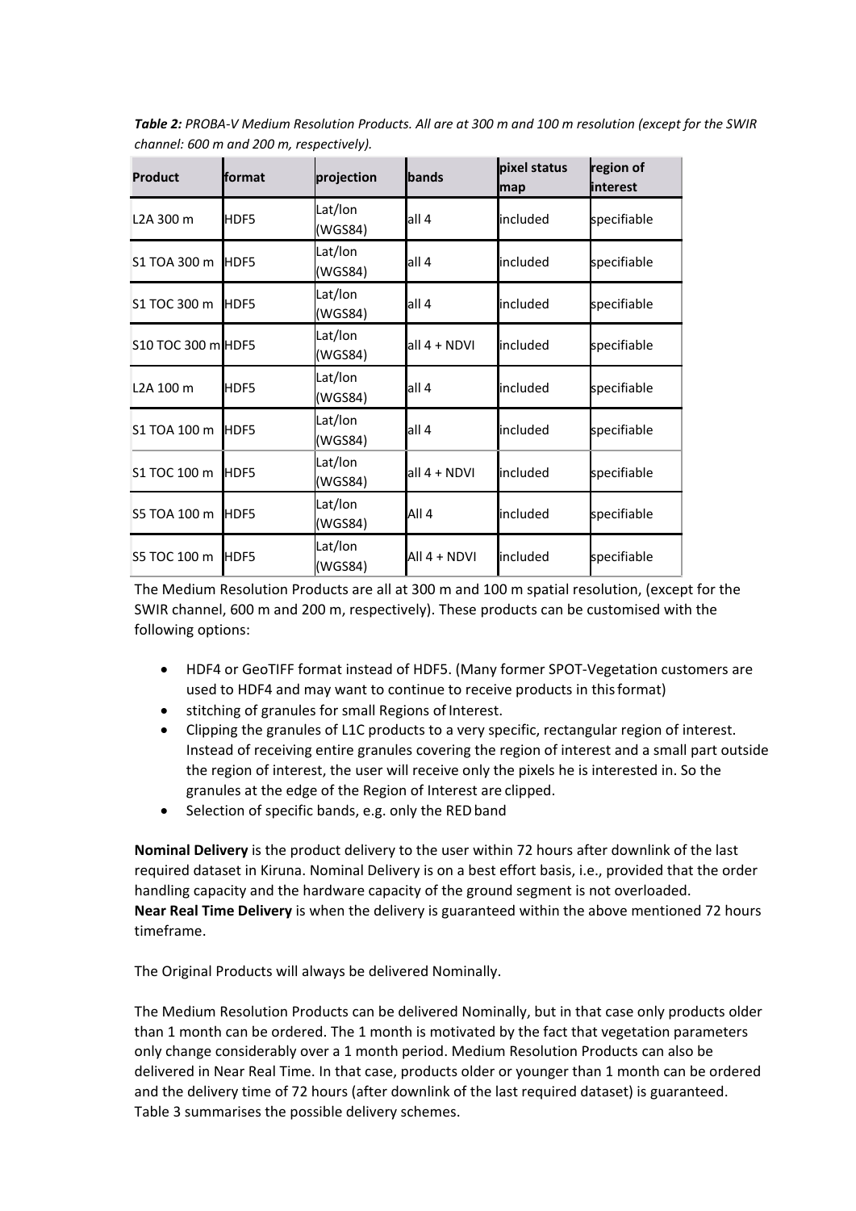***Table 2:*** *PROBA-V Medium Resolution Products. All are at 300 m and 100 m resolution (except for the SWIR channel: 600 m and 200 m, respectively).*

| Product | format | projection | bands | pixel status map | region of interest |
|---|---|---|---|---|---|
| L2A 300 m | HDF5 | Lat/lon (WGS84) | all 4 | included | specifiable |
| S1 TOA 300 m | HDF5 | Lat/lon (WGS84) | all 4 | included | specifiable |
| S1 TOC 300 m | HDF5 | Lat/lon (WGS84) | all 4 | included | specifiable |
| S10 TOC 300 m | HDF5 | Lat/lon (WGS84) | all 4 + NDVI | included | specifiable |
| L2A 100 m | HDF5 | Lat/lon (WGS84) | all 4 | included | specifiable |
| S1 TOA 100 m | HDF5 | Lat/lon (WGS84) | all 4 | included | specifiable |
| S1 TOC 100 m | HDF5 | Lat/lon (WGS84) | all 4 + NDVI | included | specifiable |
| S5 TOA 100 m | HDF5 | Lat/lon (WGS84) | All 4 | included | specifiable |
| S5 TOC 100 m | HDF5 | Lat/lon (WGS84) | All 4 + NDVI | included | specifiable |

The Medium Resolution Products are all at 300 m and 100 m spatial resolution, (except for the SWIR channel, 600 m and 200 m, respectively). These products can be customised with the following options:

- HDF4 or GeoTIFF format instead of HDF5. (Many former SPOT-Vegetation customers are used to HDF4 and may want to continue to receive products in this format)
- stitching of granules for small Regions of Interest.
- Clipping the granules of L1C products to a very specific, rectangular region of interest. Instead of receiving entire granules covering the region of interest and a small part outside the region of interest, the user will receive only the pixels he is interested in. So the granules at the edge of the Region of Interest are clipped.
- Selection of specific bands, e.g. only the RED band

**Nominal Delivery** is the product delivery to the user within 72 hours after downlink of the last required dataset in Kiruna. Nominal Delivery is on a best effort basis, i.e., provided that the order handling capacity and the hardware capacity of the ground segment is not overloaded.
**Near Real Time Delivery** is when the delivery is guaranteed within the above mentioned 72 hours timeframe.

The Original Products will always be delivered Nominally.

The Medium Resolution Products can be delivered Nominally, but in that case only products older than 1 month can be ordered. The 1 month is motivated by the fact that vegetation parameters only change considerably over a 1 month period. Medium Resolution Products can also be delivered in Near Real Time. In that case, products older or younger than 1 month can be ordered and the delivery time of 72 hours (after downlink of the last required dataset) is guaranteed. Table 3 summarises the possible delivery schemes.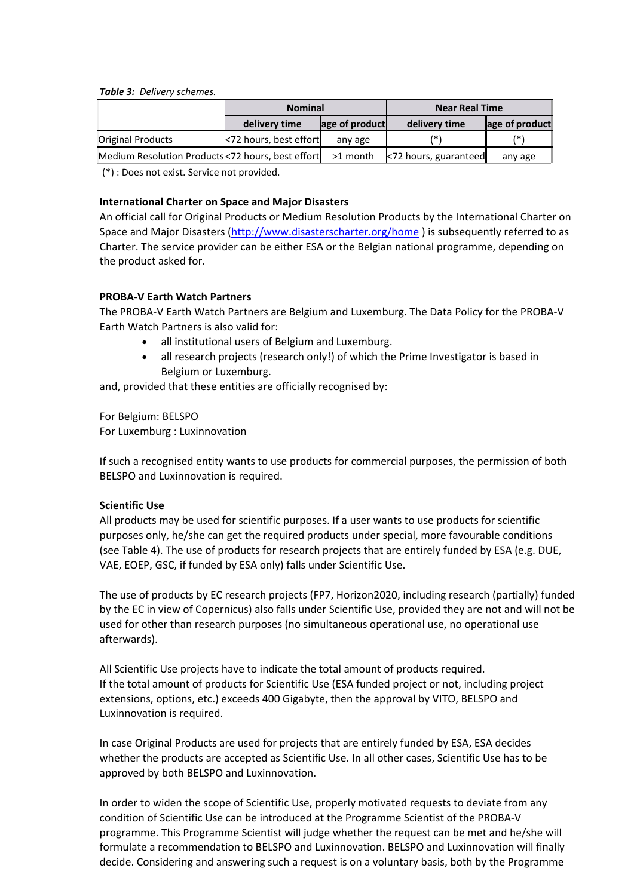*Table 3: Delivery schemes.*

| | Nominal | | Near Real Time | |
|---|---|---|---|---|
| | delivery time | age of product | delivery time | age of product |
| Original Products | <72 hours, best effort | any age | (*) | (*) |
| Medium Resolution Products | <72 hours, best effort | >1 month | <72 hours, guaranteed | any age |

(*) : Does not exist. Service not provided.

**International Charter on Space and Major Disasters**

An official call for Original Products or Medium Resolution Products by the International Charter on Space and Major Disasters (http://www.disasterscharter.org/home ) is subsequently referred to as Charter. The service provider can be either ESA or the Belgian national programme, depending on the product asked for.

**PROBA-V Earth Watch Partners**

The PROBA-V Earth Watch Partners are Belgium and Luxemburg. The Data Policy for the PROBA-V Earth Watch Partners is also valid for:

- all institutional users of Belgium and Luxemburg.
- all research projects (research only!) of which the Prime Investigator is based in Belgium or Luxemburg.

and, provided that these entities are officially recognised by:

For Belgium: BELSPO
For Luxemburg : Luxinnovation

If such a recognised entity wants to use products for commercial purposes, the permission of both BELSPO and Luxinnovation is required.

**Scientific Use**

All products may be used for scientific purposes. If a user wants to use products for scientific purposes only, he/she can get the required products under special, more favourable conditions (see Table 4). The use of products for research projects that are entirely funded by ESA (e.g. DUE, VAE, EOEP, GSC, if funded by ESA only) falls under Scientific Use.

The use of products by EC research projects (FP7, Horizon2020, including research (partially) funded by the EC in view of Copernicus) also falls under Scientific Use, provided they are not and will not be used for other than research purposes (no simultaneous operational use, no operational use afterwards).

All Scientific Use projects have to indicate the total amount of products required.
If the total amount of products for Scientific Use (ESA funded project or not, including project extensions, options, etc.) exceeds 400 Gigabyte, then the approval by VITO, BELSPO and Luxinnovation is required.

In case Original Products are used for projects that are entirely funded by ESA, ESA decides whether the products are accepted as Scientific Use. In all other cases, Scientific Use has to be approved by both BELSPO and Luxinnovation.

In order to widen the scope of Scientific Use, properly motivated requests to deviate from any condition of Scientific Use can be introduced at the Programme Scientist of the PROBA-V programme. This Programme Scientist will judge whether the request can be met and he/she will formulate a recommendation to BELSPO and Luxinnovation. BELSPO and Luxinnovation will finally decide. Considering and answering such a request is on a voluntary basis, both by the Programme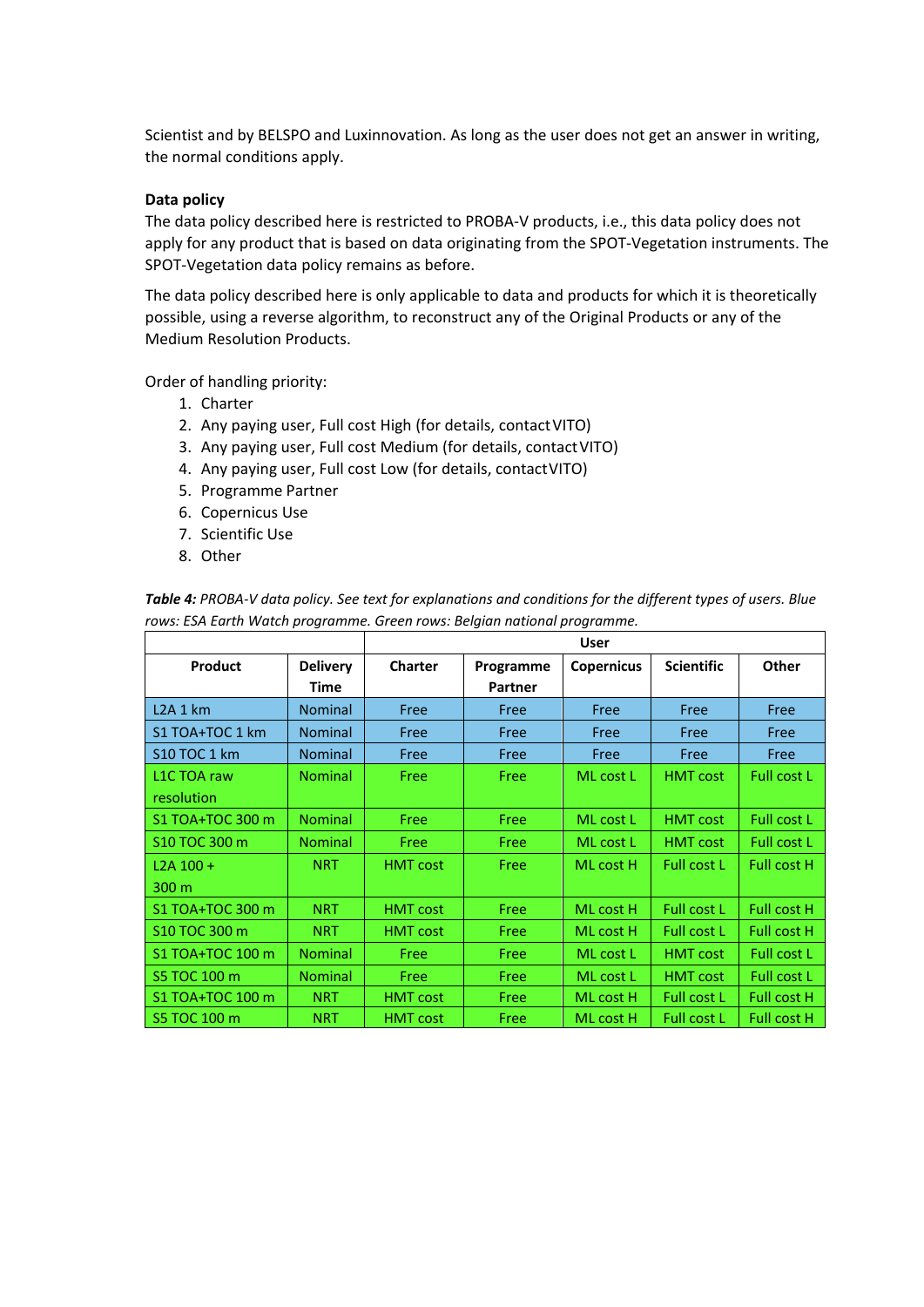Scientist and by BELSPO and Luxinnovation. As long as the user does not get an answer in writing, the normal conditions apply.

**Data policy**

The data policy described here is restricted to PROBA-V products, i.e., this data policy does not apply for any product that is based on data originating from the SPOT-Vegetation instruments. The SPOT-Vegetation data policy remains as before.

The data policy described here is only applicable to data and products for which it is theoretically possible, using a reverse algorithm, to reconstruct any of the Original Products or any of the Medium Resolution Products.

Order of handling priority:

1. Charter
2. Any paying user, Full cost High (for details, contact VITO)
3. Any paying user, Full cost Medium (for details, contact VITO)
4. Any paying user, Full cost Low (for details, contact VITO)
5. Programme Partner
6. Copernicus Use
7. Scientific Use
8. Other

***Table 4:*** *PROBA-V data policy. See text for explanations and conditions for the different types of users. Blue rows: ESA Earth Watch programme. Green rows: Belgian national programme.*

| | | User | | | | |
|---|---|---|---|---|---|---|
| **Product** | **Delivery Time** | **Charter** | **Programme Partner** | **Copernicus** | **Scientific** | **Other** |
| L2A 1 km | Nominal | Free | Free | Free | Free | Free |
| S1 TOA+TOC 1 km | Nominal | Free | Free | Free | Free | Free |
| S10 TOC 1 km | Nominal | Free | Free | Free | Free | Free |
| L1C TOA raw resolution | Nominal | Free | Free | ML cost L | HMT cost | Full cost L |
| S1 TOA+TOC 300 m | Nominal | Free | Free | ML cost L | HMT cost | Full cost L |
| S10 TOC 300 m | Nominal | Free | Free | ML cost L | HMT cost | Full cost L |
| L2A 100 + 300 m | NRT | HMT cost | Free | ML cost H | Full cost L | Full cost H |
| S1 TOA+TOC 300 m | NRT | HMT cost | Free | ML cost H | Full cost L | Full cost H |
| S10 TOC 300 m | NRT | HMT cost | Free | ML cost H | Full cost L | Full cost H |
| S1 TOA+TOC 100 m | Nominal | Free | Free | ML cost L | HMT cost | Full cost L |
| S5 TOC 100 m | Nominal | Free | Free | ML cost L | HMT cost | Full cost L |
| S1 TOA+TOC 100 m | NRT | HMT cost | Free | ML cost H | Full cost L | Full cost H |
| S5 TOC 100 m | NRT | HMT cost | Free | ML cost H | Full cost L | Full cost H |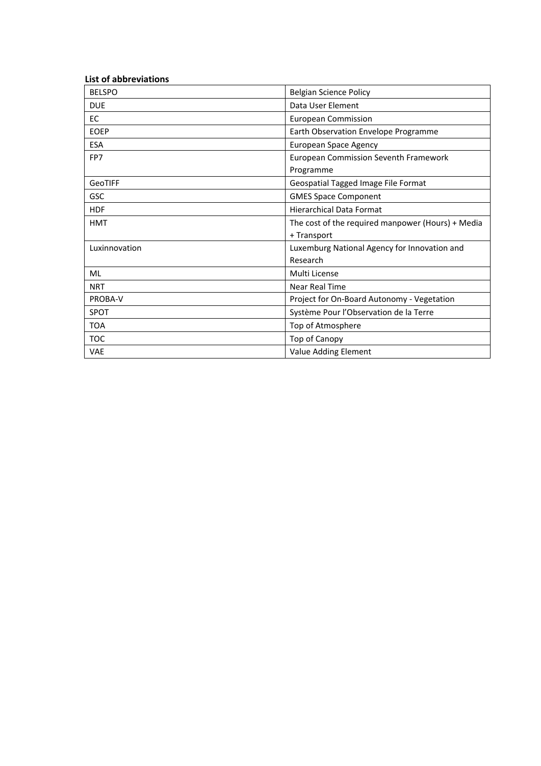**List of abbreviations**

| | |
|---|---|
| BELSPO | Belgian Science Policy |
| DUE | Data User Element |
| EC | European Commission |
| EOEP | Earth Observation Envelope Programme |
| ESA | European Space Agency |
| FP7 | European Commission Seventh Framework Programme |
| GeoTIFF | Geospatial Tagged Image File Format |
| GSC | GMES Space Component |
| HDF | Hierarchical Data Format |
| HMT | The cost of the required manpower (Hours) + Media + Transport |
| Luxinnovation | Luxemburg National Agency for Innovation and Research |
| ML | Multi License |
| NRT | Near Real Time |
| PROBA-V | Project for On-Board Autonomy - Vegetation |
| SPOT | Système Pour l'Observation de la Terre |
| TOA | Top of Atmosphere |
| TOC | Top of Canopy |
| VAE | Value Adding Element |